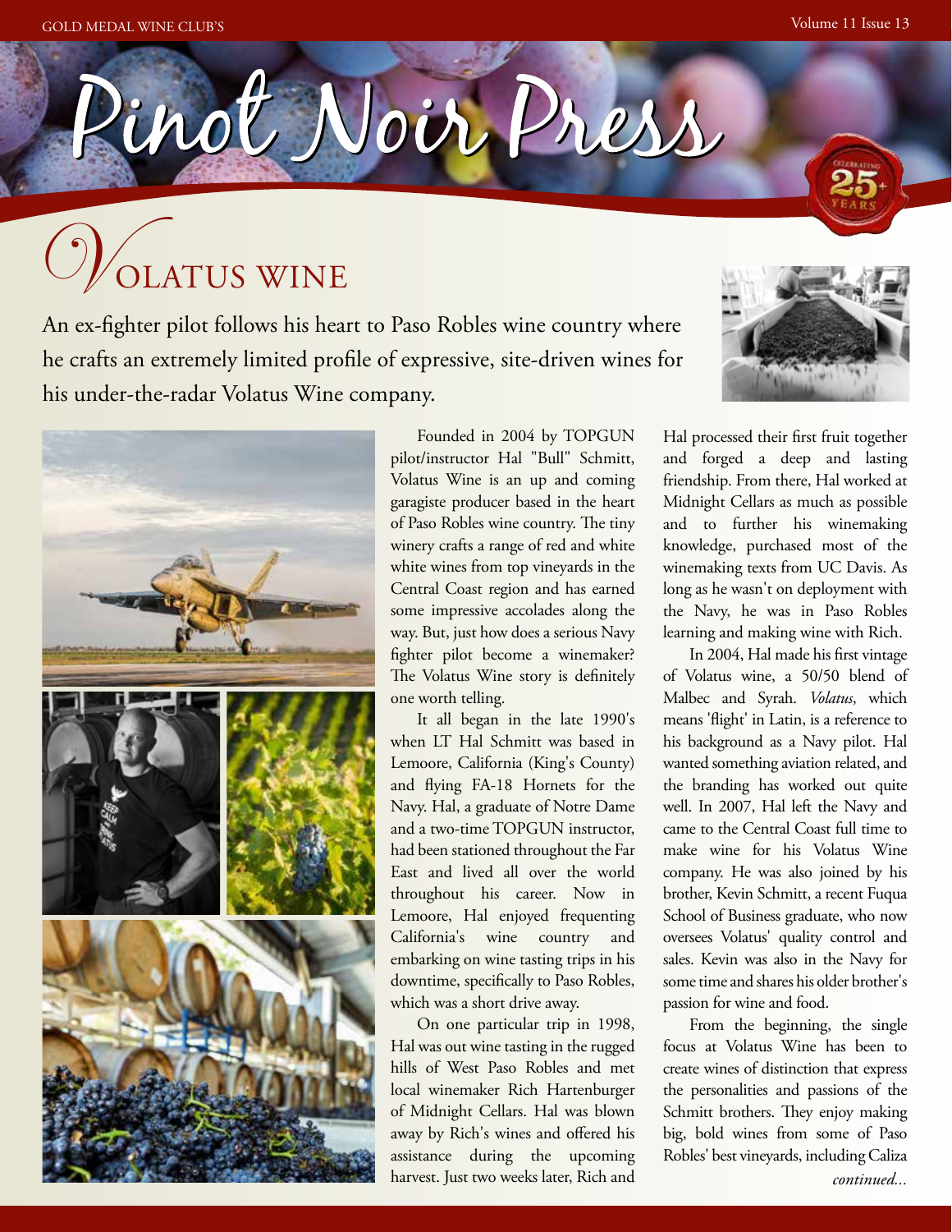# Pinot Noir Press

# Volatus Wine

An ex-fighter pilot follows his heart to Paso Robles wine country where he crafts an extremely limited profile of expressive, site-driven wines for his under-the-radar Volatus Wine company.

Founded in 2004 by TOPGUN pilot/instructor Hal "Bull" Schmitt, Volatus Wine is an up and coming garagiste producer based in the heart of Paso Robles wine country. The tiny winery crafts a range of red and white white wines from top vineyards in the Central Coast region and has earned some impressive accolades along the way. But, just how does a serious Navy fighter pilot become a winemaker? The Volatus Wine story is definitely one worth telling.

It all began in the late 1990's when LT Hal Schmitt was based in Lemoore, California (King's County) and flying FA-18 Hornets for the Navy. Hal, a graduate of Notre Dame and a two-time TOPGUN instructor, had been stationed throughout the Far East and lived all over the world throughout his career. Now in Lemoore, Hal enjoyed frequenting California's wine country and embarking on wine tasting trips in his downtime, specifically to Paso Robles, which was a short drive away.

On one particular trip in 1998, Hal was out wine tasting in the rugged hills of West Paso Robles and met local winemaker Rich Hartenburger of Midnight Cellars. Hal was blown away by Rich's wines and offered his assistance during the upcoming harvest. Just two weeks later, Rich and Hal processed their first fruit together and forged a deep and lasting friendship. From there, Hal worked at Midnight Cellars as much as possible and to further his winemaking knowledge, purchased most of the winemaking texts from UC Davis. As long as he wasn't on deployment with the Navy, he was in Paso Robles learning and making wine with Rich.

In 2004, Hal made his first vintage of Volatus wine, a 50/50 blend of Malbec and Syrah. *Volatus*, which means 'flight' in Latin, is a reference to his background as a Navy pilot. Hal wanted something aviation related, and the branding has worked out quite well. In 2007, Hal left the Navy and came to the Central Coast full time to make wine for his Volatus Wine company. He was also joined by his brother, Kevin Schmitt, a recent Fuqua School of Business graduate, who now oversees Volatus' quality control and sales. Kevin was also in the Navy for some time and shares his older brother's passion for wine and food.

From the beginning, the single focus at Volatus Wine has been to create wines of distinction that express the personalities and passions of the Schmitt brothers. They enjoy making big, bold wines from some of Paso Robles' best vineyards, including Caliza

*continued...*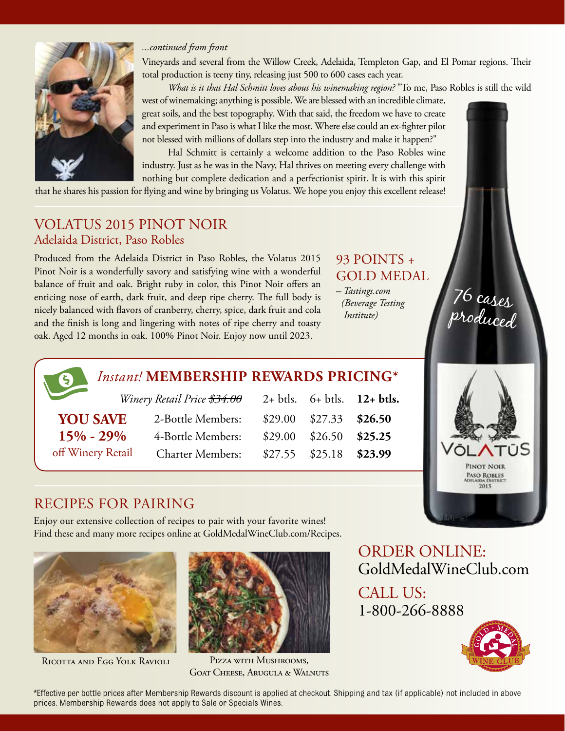*...continued from front*

Vineyards and several from the Willow Creek, Adelaida, Templeton Gap, and El Pomar regions. Their total production is teeny tiny, releasing just 500 to 600 cases each year.

*What is it that Hal Schmitt loves about his winemaking region?* "To me, Paso Robles is still the wild west of winemaking; anything is possible. We are blessed with an incredible climate, great soils, and the best topography. With that said, the freedom we have to create and experiment in Paso is what I like the most. Where else could an ex-fighter pilot not blessed with millions of dollars step into the industry and make it happen?"

Hal Schmitt is certainly a welcome addition to the Paso Robles wine industry. Just as he was in the Navy, Hal thrives on meeting every challenge with nothing but complete dedication and a perfectionist spirit. It is with this spirit that he shares his passion for flying and wine by bringing us Volatus. We hope you enjoy this excellent release!

## VOLATUS 2015 PINOT NOIR
### Adelaida District, Paso Robles

Produced from the Adelaida District in Paso Robles, the Volatus 2015 Pinot Noir is a wonderfully savory and satisfying wine with a wonderful balance of fruit and oak. Bright ruby in color, this Pinot Noir offers an enticing nose of earth, dark fruit, and deep ripe cherry. The full body is nicely balanced with flavors of cranberry, cherry, spice, dark fruit and cola and the finish is long and lingering with notes of ripe cherry and toasty oak. Aged 12 months in oak. 100% Pinot Noir. Enjoy now until 2023.

**93 POINTS + GOLD MEDAL**
*– Tastings.com (Beverage Testing Institute)*

76 cases produced

### *Instant!* MEMBERSHIP REWARDS PRICING*

**YOU SAVE 15% - 29%** off Winery Retail

| Winery Retail Price ~~$34.00~~ | 2+ btls. | 6+ btls. | **12+ btls.** |
|---|---|---|---|
| 2-Bottle Members: | $29.00 | $27.33 | **$26.50** |
| 4-Bottle Members: | $29.00 | $26.50 | **$25.25** |
| Charter Members: | $27.55 | $25.18 | **$23.99** |

## RECIPES FOR PAIRING

Enjoy our extensive collection of recipes to pair with your favorite wines! Find these and many more recipes online at GoldMedalWineClub.com/Recipes.

Ricotta and Egg Yolk Ravioli

Pizza with Mushrooms, Goat Cheese, Arugula & Walnuts

ORDER ONLINE: GoldMedalWineClub.com

CALL US: 1-800-266-8888

*Effective per bottle prices after Membership Rewards discount is applied at checkout. Shipping and tax (if applicable) not included in above prices. Membership Rewards does not apply to Sale or Specials Wines.